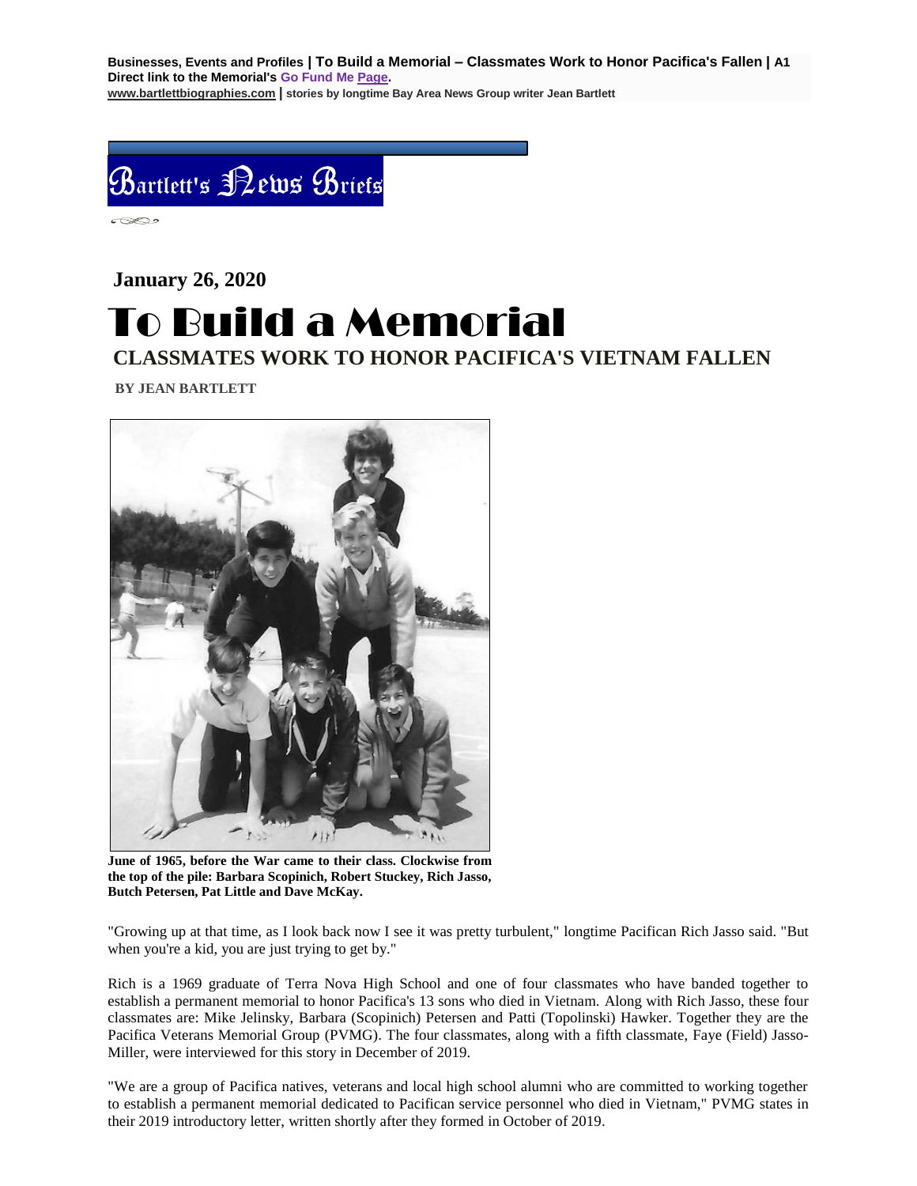**Businesses, Events and Profiles** | To Build a Memorial – Classmates Work to Honor Pacifica's Fallen | **A1**
**Direct link to the Memorial's Go Fund Me Page.**
**www.bartlettbiographies.com** | **stories by longtime Bay Area News Group writer Jean Bartlett**

Bartlett's News Briefs

**January 26, 2020**

# To Build a Memorial

## CLASSMATES WORK TO HONOR PACIFICA'S VIETNAM FALLEN

**BY JEAN BARTLETT**

**June of 1965, before the War came to their class. Clockwise from the top of the pile: Barbara Scopinich, Robert Stuckey, Rich Jasso, Butch Petersen, Pat Little and Dave McKay.**

"Growing up at that time, as I look back now I see it was pretty turbulent," longtime Pacifican Rich Jasso said. "But when you're a kid, you are just trying to get by."

Rich is a 1969 graduate of Terra Nova High School and one of four classmates who have banded together to establish a permanent memorial to honor Pacifica's 13 sons who died in Vietnam. Along with Rich Jasso, these four classmates are: Mike Jelinsky, Barbara (Scopinich) Petersen and Patti (Topolinski) Hawker. Together they are the Pacifica Veterans Memorial Group (PVMG). The four classmates, along with a fifth classmate, Faye (Field) Jasso-Miller, were interviewed for this story in December of 2019.

"We are a group of Pacifica natives, veterans and local high school alumni who are committed to working together to establish a permanent memorial dedicated to Pacifican service personnel who died in Vietnam," PVMG states in their 2019 introductory letter, written shortly after they formed in October of 2019.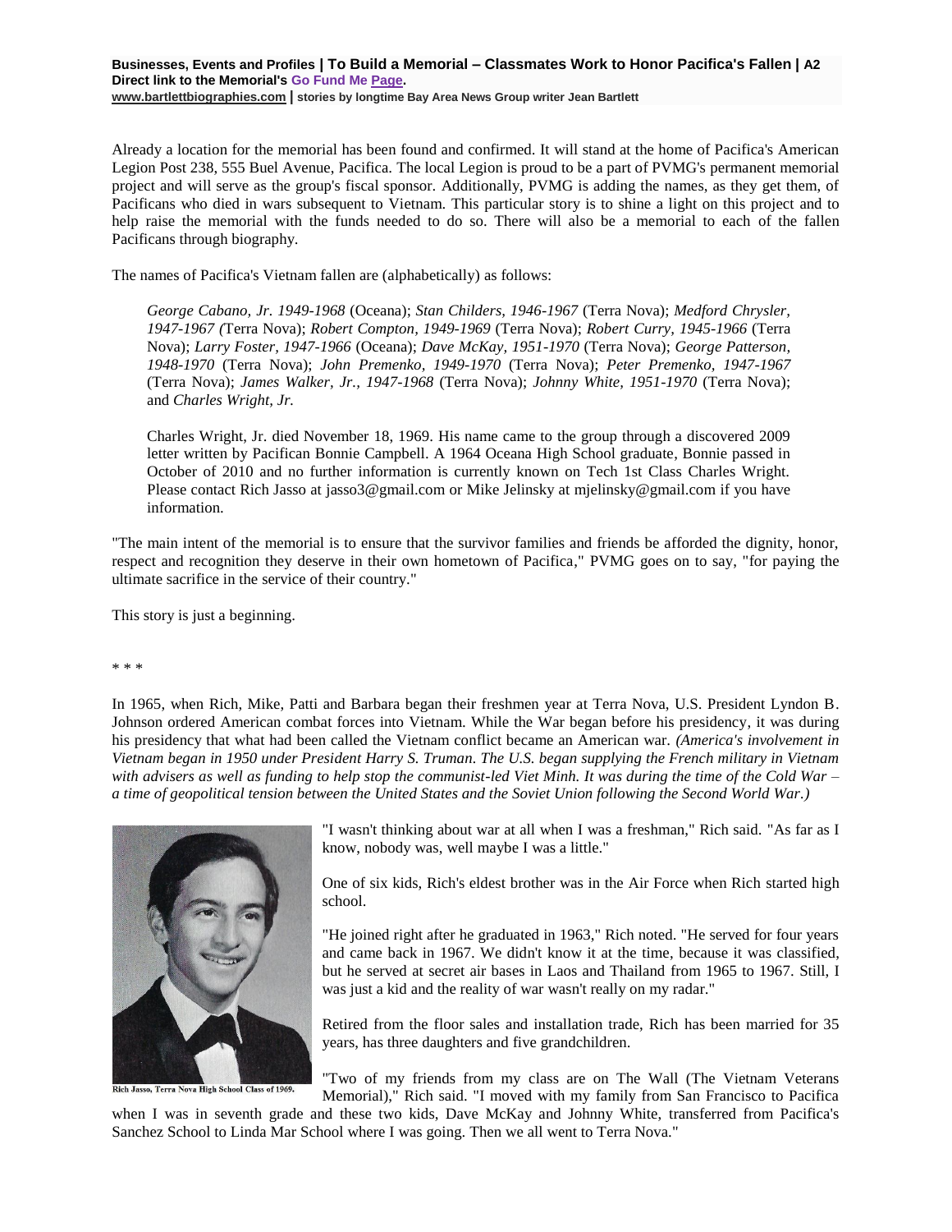Already a location for the memorial has been found and confirmed. It will stand at the home of Pacifica's American Legion Post 238, 555 Buel Avenue, Pacifica. The local Legion is proud to be a part of PVMG's permanent memorial project and will serve as the group's fiscal sponsor. Additionally, PVMG is adding the names, as they get them, of Pacificans who died in wars subsequent to Vietnam. This particular story is to shine a light on this project and to help raise the memorial with the funds needed to do so. There will also be a memorial to each of the fallen Pacificans through biography.

The names of Pacifica's Vietnam fallen are (alphabetically) as follows:

> *George Cabano, Jr. 1949-1968* (Oceana); *Stan Childers, 1946-1967* (Terra Nova); *Medford Chrysler, 1947-1967 (*Terra Nova); *Robert Compton, 1949-1969* (Terra Nova); *Robert Curry, 1945-1966* (Terra Nova); *Larry Foster, 1947-1966* (Oceana); *Dave McKay, 1951-1970* (Terra Nova); *George Patterson, 1948-1970* (Terra Nova); *John Premenko, 1949-1970* (Terra Nova); *Peter Premenko, 1947-1967* (Terra Nova); *James Walker, Jr., 1947-1968* (Terra Nova); *Johnny White, 1951-1970* (Terra Nova); and *Charles Wright, Jr.*
>
> Charles Wright, Jr. died November 18, 1969. His name came to the group through a discovered 2009 letter written by Pacifican Bonnie Campbell. A 1964 Oceana High School graduate, Bonnie passed in October of 2010 and no further information is currently known on Tech 1st Class Charles Wright. Please contact Rich Jasso at jasso3@gmail.com or Mike Jelinsky at mjelinsky@gmail.com if you have information.

"The main intent of the memorial is to ensure that the survivor families and friends be afforded the dignity, honor, respect and recognition they deserve in their own hometown of Pacifica," PVMG goes on to say, "for paying the ultimate sacrifice in the service of their country."

This story is just a beginning.

\* \* \*

In 1965, when Rich, Mike, Patti and Barbara began their freshmen year at Terra Nova, U.S. President Lyndon B. Johnson ordered American combat forces into Vietnam. While the War began before his presidency, it was during his presidency that what had been called the Vietnam conflict became an American war. *(America's involvement in Vietnam began in 1950 under President Harry S. Truman. The U.S. began supplying the French military in Vietnam with advisers as well as funding to help stop the communist-led Viet Minh. It was during the time of the Cold War – a time of geopolitical tension between the United States and the Soviet Union following the Second World War.)*

Rich Jasso, Terra Nova High School Class of 1969.

"I wasn't thinking about war at all when I was a freshman," Rich said. "As far as I know, nobody was, well maybe I was a little."

One of six kids, Rich's eldest brother was in the Air Force when Rich started high school.

"He joined right after he graduated in 1963," Rich noted. "He served for four years and came back in 1967. We didn't know it at the time, because it was classified, but he served at secret air bases in Laos and Thailand from 1965 to 1967. Still, I was just a kid and the reality of war wasn't really on my radar."

Retired from the floor sales and installation trade, Rich has been married for 35 years, has three daughters and five grandchildren.

"Two of my friends from my class are on The Wall (The Vietnam Veterans Memorial)," Rich said. "I moved with my family from San Francisco to Pacifica when I was in seventh grade and these two kids, Dave McKay and Johnny White, transferred from Pacifica's Sanchez School to Linda Mar School where I was going. Then we all went to Terra Nova."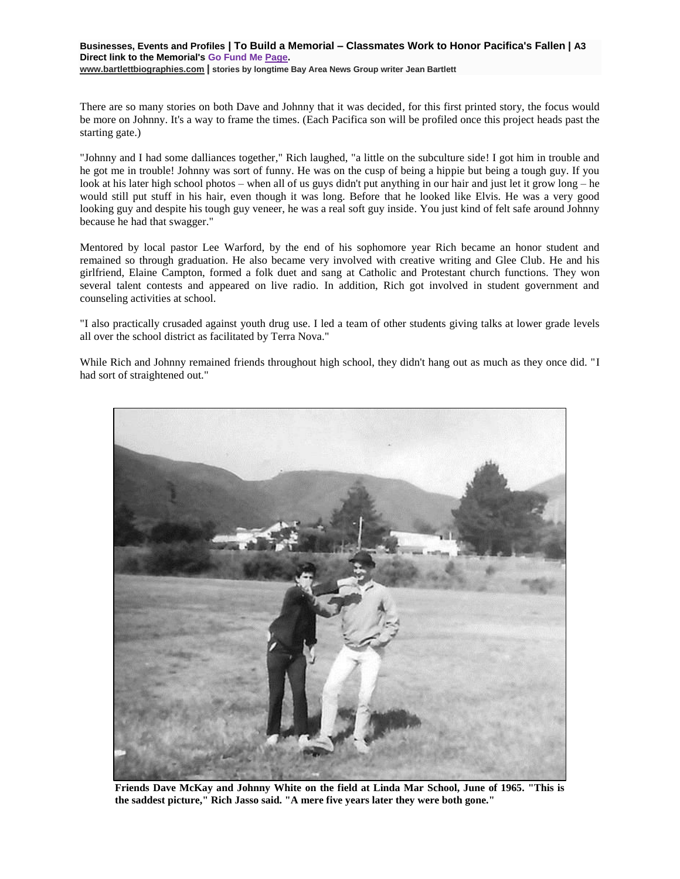There are so many stories on both Dave and Johnny that it was decided, for this first printed story, the focus would be more on Johnny. It's a way to frame the times. (Each Pacifica son will be profiled once this project heads past the starting gate.)

"Johnny and I had some dalliances together," Rich laughed, "a little on the subculture side! I got him in trouble and he got me in trouble! Johnny was sort of funny. He was on the cusp of being a hippie but being a tough guy. If you look at his later high school photos – when all of us guys didn't put anything in our hair and just let it grow long – he would still put stuff in his hair, even though it was long. Before that he looked like Elvis. He was a very good looking guy and despite his tough guy veneer, he was a real soft guy inside. You just kind of felt safe around Johnny because he had that swagger."

Mentored by local pastor Lee Warford, by the end of his sophomore year Rich became an honor student and remained so through graduation. He also became very involved with creative writing and Glee Club. He and his girlfriend, Elaine Campton, formed a folk duet and sang at Catholic and Protestant church functions. They won several talent contests and appeared on live radio. In addition, Rich got involved in student government and counseling activities at school.

"I also practically crusaded against youth drug use. I led a team of other students giving talks at lower grade levels all over the school district as facilitated by Terra Nova."

While Rich and Johnny remained friends throughout high school, they didn't hang out as much as they once did. "I had sort of straightened out."

**Friends Dave McKay and Johnny White on the field at Linda Mar School, June of 1965. "This is the saddest picture," Rich Jasso said. "A mere five years later they were both gone."**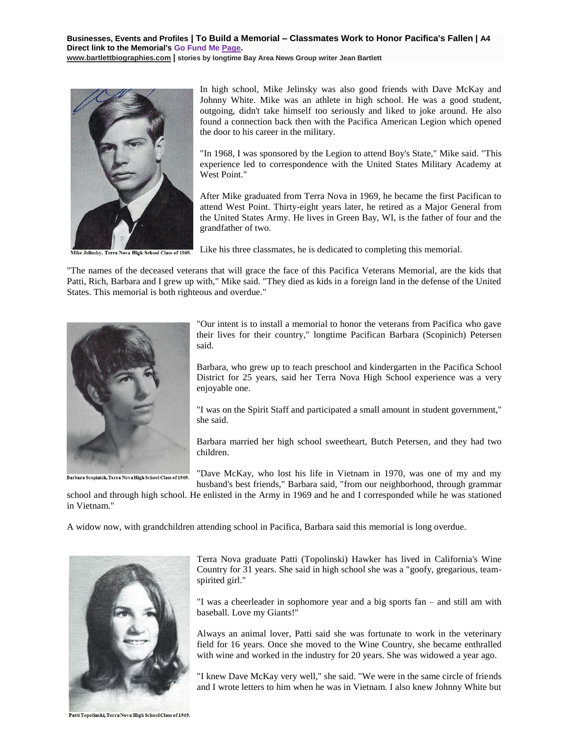In high school, Mike Jelinsky was also good friends with Dave McKay and Johnny White. Mike was an athlete in high school. He was a good student, outgoing, didn't take himself too seriously and liked to joke around. He also found a connection back then with the Pacifica American Legion which opened the door to his career in the military.

"In 1968, I was sponsored by the Legion to attend Boy's State," Mike said. "This experience led to correspondence with the United States Military Academy at West Point."

After Mike graduated from Terra Nova in 1969, he became the first Pacifican to attend West Point. Thirty-eight years later, he retired as a Major General from the United States Army. He lives in Green Bay, WI, is the father of four and the grandfather of two.

Mike Jelinsky, Terra Nova High School Class of 1969.

Like his three classmates, he is dedicated to completing this memorial.

"The names of the deceased veterans that will grace the face of this Pacifica Veterans Memorial, are the kids that Patti, Rich, Barbara and I grew up with," Mike said. "They died as kids in a foreign land in the defense of the United States. This memorial is both righteous and overdue."

"Our intent is to install a memorial to honor the veterans from Pacifica who gave their lives for their country," longtime Pacifican Barbara (Scopinich) Petersen said.

Barbara, who grew up to teach preschool and kindergarten in the Pacifica School District for 25 years, said her Terra Nova High School experience was a very enjoyable one.

"I was on the Spirit Staff and participated a small amount in student government," she said.

Barbara married her high school sweetheart, Butch Petersen, and they had two children.

Barbara Scopinich, Terra Nova High School Class of 1969.

"Dave McKay, who lost his life in Vietnam in 1970, was one of my and my husband's best friends," Barbara said, "from our neighborhood, through grammar school and through high school. He enlisted in the Army in 1969 and he and I corresponded while he was stationed in Vietnam."

A widow now, with grandchildren attending school in Pacifica, Barbara said this memorial is long overdue.

Terra Nova graduate Patti (Topolinski) Hawker has lived in California's Wine Country for 31 years. She said in high school she was a "goofy, gregarious, team-spirited girl."

"I was a cheerleader in sophomore year and a big sports fan – and still am with baseball. Love my Giants!"

Always an animal lover, Patti said she was fortunate to work in the veterinary field for 16 years. Once she moved to the Wine Country, she became enthralled with wine and worked in the industry for 20 years. She was widowed a year ago.

"I knew Dave McKay very well," she said. "We were in the same circle of friends and I wrote letters to him when he was in Vietnam. I also knew Johnny White but

Patti Topolinski, Terra Nova High School Class of 1969.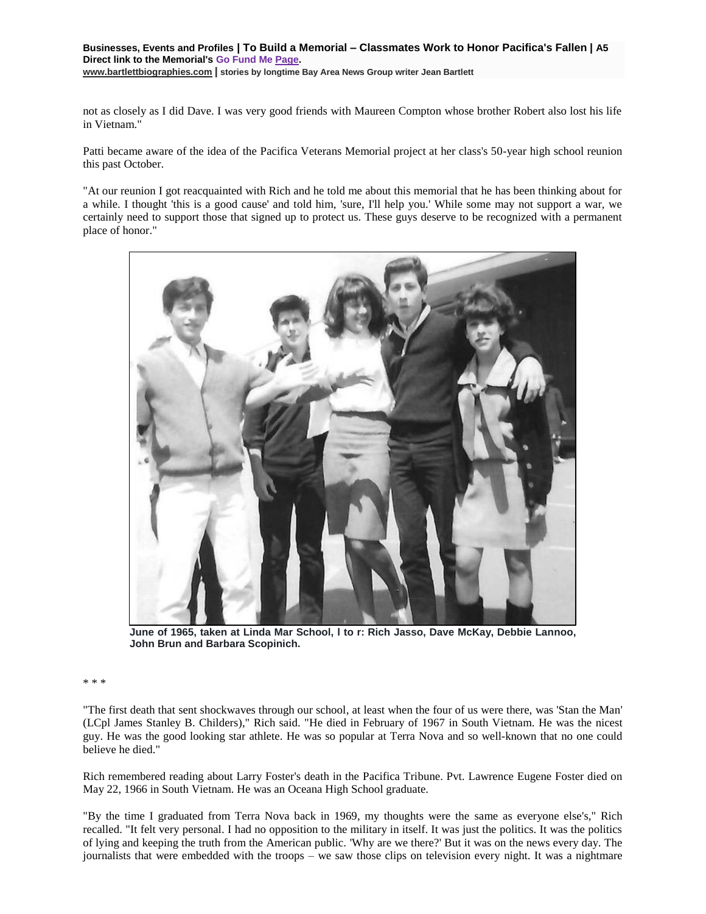not as closely as I did Dave. I was very good friends with Maureen Compton whose brother Robert also lost his life in Vietnam."

Patti became aware of the idea of the Pacifica Veterans Memorial project at her class's 50-year high school reunion this past October.

"At our reunion I got reacquainted with Rich and he told me about this memorial that he has been thinking about for a while. I thought 'this is a good cause' and told him, 'sure, I'll help you.' While some may not support a war, we certainly need to support those that signed up to protect us. These guys deserve to be recognized with a permanent place of honor."

**June of 1965, taken at Linda Mar School, l to r: Rich Jasso, Dave McKay, Debbie Lannoo, John Brun and Barbara Scopinich.**

\* \* \*

"The first death that sent shockwaves through our school, at least when the four of us were there, was 'Stan the Man' (LCpl James Stanley B. Childers)," Rich said. "He died in February of 1967 in South Vietnam. He was the nicest guy. He was the good looking star athlete. He was so popular at Terra Nova and so well-known that no one could believe he died."

Rich remembered reading about Larry Foster's death in the Pacifica Tribune. Pvt. Lawrence Eugene Foster died on May 22, 1966 in South Vietnam. He was an Oceana High School graduate.

"By the time I graduated from Terra Nova back in 1969, my thoughts were the same as everyone else's," Rich recalled. "It felt very personal. I had no opposition to the military in itself. It was just the politics. It was the politics of lying and keeping the truth from the American public. 'Why are we there?' But it was on the news every day. The journalists that were embedded with the troops – we saw those clips on television every night. It was a nightmare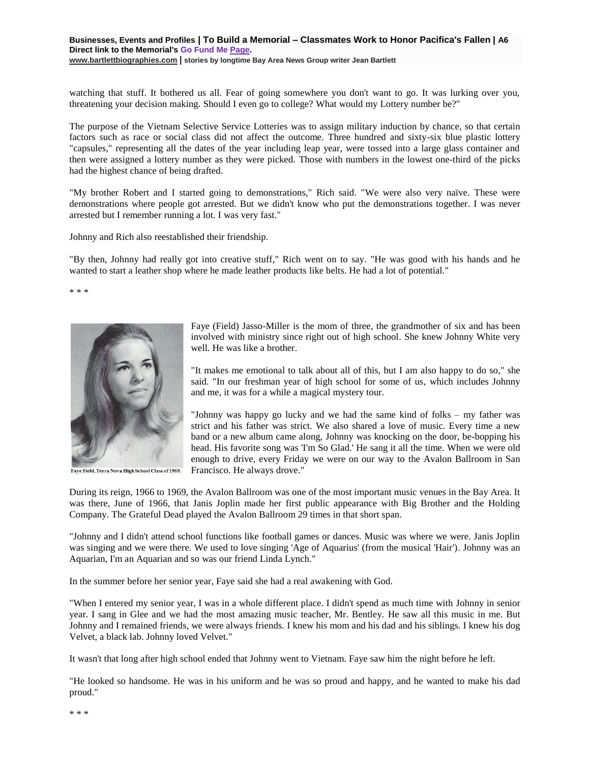watching that stuff. It bothered us all. Fear of going somewhere you don't want to go. It was lurking over you, threatening your decision making. Should I even go to college? What would my Lottery number be?"

The purpose of the Vietnam Selective Service Lotteries was to assign military induction by chance, so that certain factors such as race or social class did not affect the outcome. Three hundred and sixty-six blue plastic lottery "capsules," representing all the dates of the year including leap year, were tossed into a large glass container and then were assigned a lottery number as they were picked. Those with numbers in the lowest one-third of the picks had the highest chance of being drafted.

"My brother Robert and I started going to demonstrations," Rich said. "We were also very naïve. These were demonstrations where people got arrested. But we didn't know who put the demonstrations together. I was never arrested but I remember running a lot. I was very fast."

Johnny and Rich also reestablished their friendship.

"By then, Johnny had really got into creative stuff," Rich went on to say. "He was good with his hands and he wanted to start a leather shop where he made leather products like belts. He had a lot of potential."

* * *

Faye Field, Terra Nova High School Class of 1969.

Faye (Field) Jasso-Miller is the mom of three, the grandmother of six and has been involved with ministry since right out of high school. She knew Johnny White very well. He was like a brother.

"It makes me emotional to talk about all of this, but I am also happy to do so," she said. "In our freshman year of high school for some of us, which includes Johnny and me, it was for a while a magical mystery tour.

"Johnny was happy go lucky and we had the same kind of folks – my father was strict and his father was strict. We also shared a love of music. Every time a new band or a new album came along, Johnny was knocking on the door, be-bopping his head. His favorite song was 'I'm So Glad.' He sang it all the time. When we were old enough to drive, every Friday we were on our way to the Avalon Ballroom in San Francisco. He always drove."

During its reign, 1966 to 1969, the Avalon Ballroom was one of the most important music venues in the Bay Area. It was there, June of 1966, that Janis Joplin made her first public appearance with Big Brother and the Holding Company. The Grateful Dead played the Avalon Ballroom 29 times in that short span.

"Johnny and I didn't attend school functions like football games or dances. Music was where we were. Janis Joplin was singing and we were there. We used to love singing 'Age of Aquarius' (from the musical 'Hair'). Johnny was an Aquarian, I'm an Aquarian and so was our friend Linda Lynch."

In the summer before her senior year, Faye said she had a real awakening with God.

"When I entered my senior year, I was in a whole different place. I didn't spend as much time with Johnny in senior year. I sang in Glee and we had the most amazing music teacher, Mr. Bentley. He saw all this music in me. But Johnny and I remained friends, we were always friends. I knew his mom and his dad and his siblings. I knew his dog Velvet, a black lab. Johnny loved Velvet."

It wasn't that long after high school ended that Johnny went to Vietnam. Faye saw him the night before he left.

"He looked so handsome. He was in his uniform and he was so proud and happy, and he wanted to make his dad proud."

* * *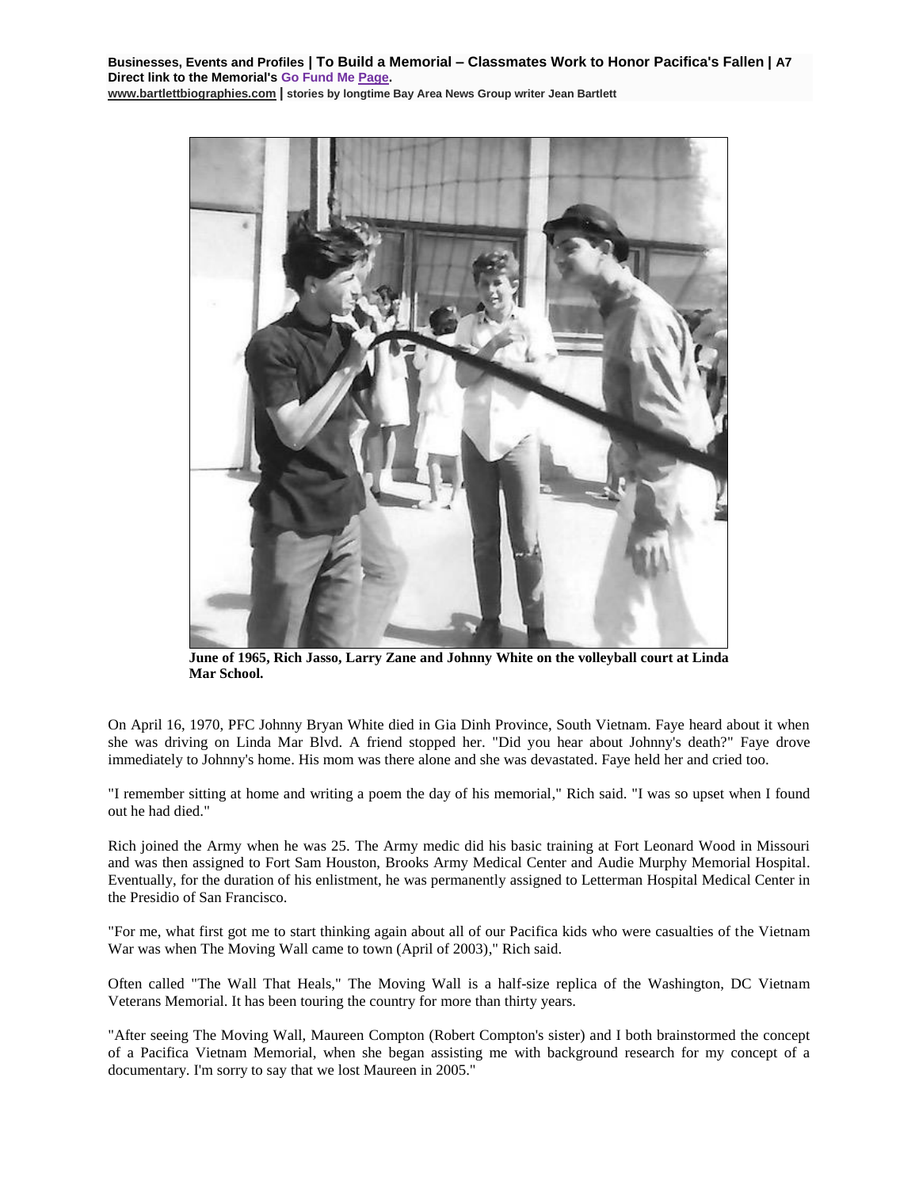June of 1965, Rich Jasso, Larry Zane and Johnny White on the volleyball court at Linda Mar School.

On April 16, 1970, PFC Johnny Bryan White died in Gia Dinh Province, South Vietnam. Faye heard about it when she was driving on Linda Mar Blvd. A friend stopped her. "Did you hear about Johnny's death?" Faye drove immediately to Johnny's home. His mom was there alone and she was devastated. Faye held her and cried too.

"I remember sitting at home and writing a poem the day of his memorial," Rich said. "I was so upset when I found out he had died."

Rich joined the Army when he was 25. The Army medic did his basic training at Fort Leonard Wood in Missouri and was then assigned to Fort Sam Houston, Brooks Army Medical Center and Audie Murphy Memorial Hospital. Eventually, for the duration of his enlistment, he was permanently assigned to Letterman Hospital Medical Center in the Presidio of San Francisco.

"For me, what first got me to start thinking again about all of our Pacifica kids who were casualties of the Vietnam War was when The Moving Wall came to town (April of 2003)," Rich said.

Often called "The Wall That Heals," The Moving Wall is a half-size replica of the Washington, DC Vietnam Veterans Memorial. It has been touring the country for more than thirty years.

"After seeing The Moving Wall, Maureen Compton (Robert Compton's sister) and I both brainstormed the concept of a Pacifica Vietnam Memorial, when she began assisting me with background research for my concept of a documentary. I'm sorry to say that we lost Maureen in 2005."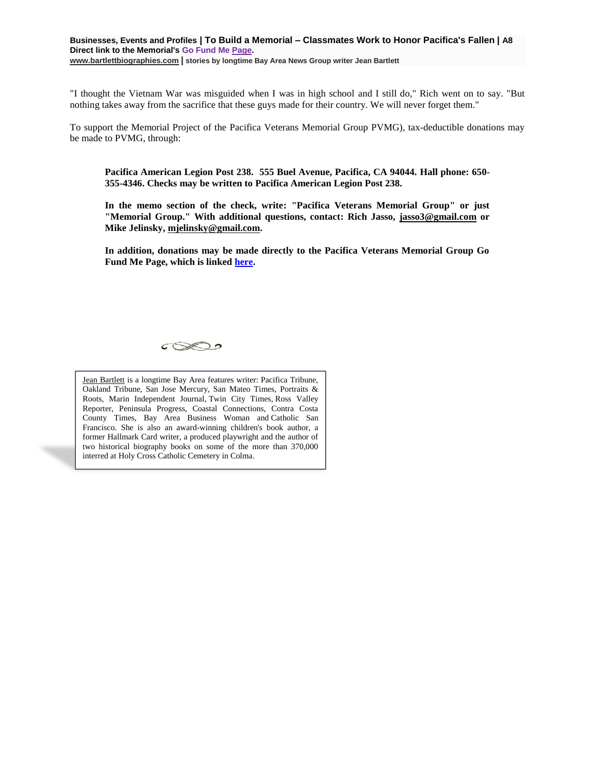"I thought the Vietnam War was misguided when I was in high school and I still do," Rich went on to say. "But nothing takes away from the sacrifice that these guys made for their country. We will never forget them."

To support the Memorial Project of the Pacifica Veterans Memorial Group PVMG), tax-deductible donations may be made to PVMG, through:

**Pacifica American Legion Post 238. 555 Buel Avenue, Pacifica, CA 94044. Hall phone: 650-355-4346. Checks may be written to Pacifica American Legion Post 238.**

**In the memo section of the check, write: "Pacifica Veterans Memorial Group" or just "Memorial Group." With additional questions, contact: Rich Jasso, jasso3@gmail.com or Mike Jelinsky, mjelinsky@gmail.com.**

**In addition, donations may be made directly to the Pacifica Veterans Memorial Group Go Fund Me Page, which is linked here.**

Jean Bartlett is a longtime Bay Area features writer: Pacifica Tribune, Oakland Tribune, San Jose Mercury, San Mateo Times, Portraits & Roots, Marin Independent Journal, Twin City Times, Ross Valley Reporter, Peninsula Progress, Coastal Connections, Contra Costa County Times, Bay Area Business Woman and Catholic San Francisco. She is also an award-winning children's book author, a former Hallmark Card writer, a produced playwright and the author of two historical biography books on some of the more than 370,000 interred at Holy Cross Catholic Cemetery in Colma.